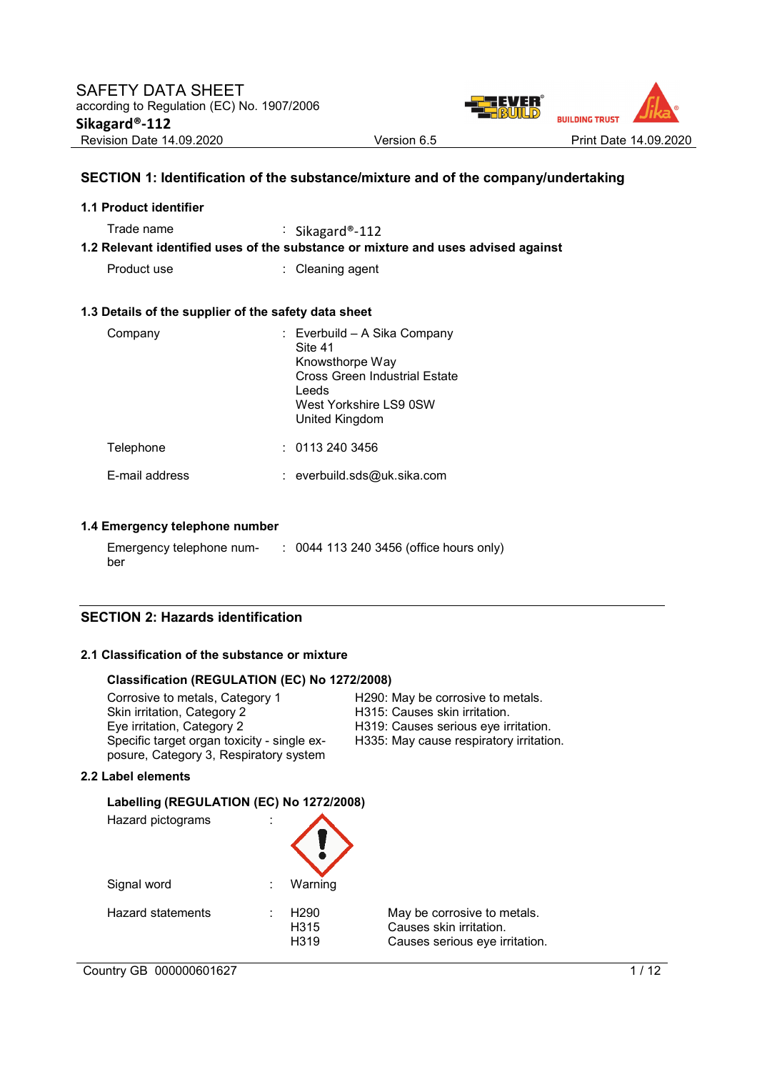SAFETY DATA SHEET
according to Regulation (EC) No. 1907/2006
**Sikagard®-112**

| Revision Date 14.09.2020 | Version 6.5 | Print Date 14.09.2020 |
|---|---|---|

## SECTION 1: Identification of the substance/mixture and of the company/undertaking

### 1.1 Product identifier

Trade name : Sikagard®-112

### 1.2 Relevant identified uses of the substance or mixture and uses advised against

Product use : Cleaning agent

### 1.3 Details of the supplier of the safety data sheet

Company : Everbuild – A Sika Company
Site 41
Knowsthorpe Way
Cross Green Industrial Estate
Leeds
West Yorkshire LS9 0SW
United Kingdom

Telephone : 0113 240 3456

E-mail address : everbuild.sds@uk.sika.com

### 1.4 Emergency telephone number

Emergency telephone number : 0044 113 240 3456 (office hours only)

## SECTION 2: Hazards identification

### 2.1 Classification of the substance or mixture

**Classification (REGULATION (EC) No 1272/2008)**

| | |
|---|---|
| Corrosive to metals, Category 1 | H290: May be corrosive to metals. |
| Skin irritation, Category 2 | H315: Causes skin irritation. |
| Eye irritation, Category 2 | H319: Causes serious eye irritation. |
| Specific target organ toxicity - single exposure, Category 3, Respiratory system | H335: May cause respiratory irritation. |

### 2.2 Label elements

**Labelling (REGULATION (EC) No 1272/2008)**

Hazard pictograms :

Signal word : Warning

Hazard statements :

| | |
|---|---|
| H290 | May be corrosive to metals. |
| H315 | Causes skin irritation. |
| H319 | Causes serious eye irritation. |

Country GB 000000601627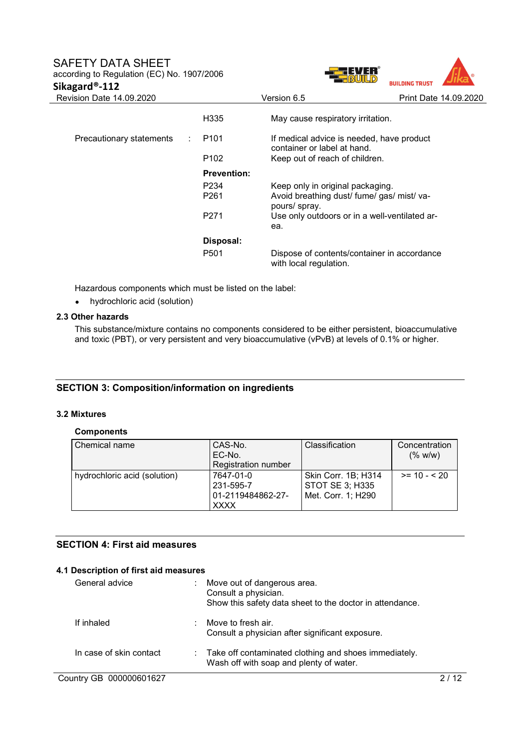| | | |
|---|---|---|
| | H335 | May cause respiratory irritation. |
| Precautionary statements : | P101 | If medical advice is needed, have product container or label at hand. |
| | P102 | Keep out of reach of children. |
| | **Prevention:** | |
| | P234 | Keep only in original packaging. |
| | P261 | Avoid breathing dust/ fume/ gas/ mist/ vapours/ spray. |
| | P271 | Use only outdoors or in a well-ventilated area. |
| | **Disposal:** | |
| | P501 | Dispose of contents/container in accordance with local regulation. |

Hazardous components which must be listed on the label:

- hydrochloric acid (solution)

### 2.3 Other hazards

This substance/mixture contains no components considered to be either persistent, bioaccumulative and toxic (PBT), or very persistent and very bioaccumulative (vPvB) at levels of 0.1% or higher.

## SECTION 3: Composition/information on ingredients

### 3.2 Mixtures

**Components**

| Chemical name | CAS-No.<br>EC-No.<br>Registration number | Classification | Concentration (% w/w) |
|---|---|---|---|
| hydrochloric acid (solution) | 7647-01-0<br>231-595-7<br>01-2119484862-27-XXXX | Skin Corr. 1B; H314<br>STOT SE 3; H335<br>Met. Corr. 1; H290 | >= 10 - < 20 |

## SECTION 4: First aid measures

### 4.1 Description of first aid measures

General advice : Move out of dangerous area.
Consult a physician.
Show this safety data sheet to the doctor in attendance.

If inhaled : Move to fresh air.
Consult a physician after significant exposure.

In case of skin contact : Take off contaminated clothing and shoes immediately.
Wash off with soap and plenty of water.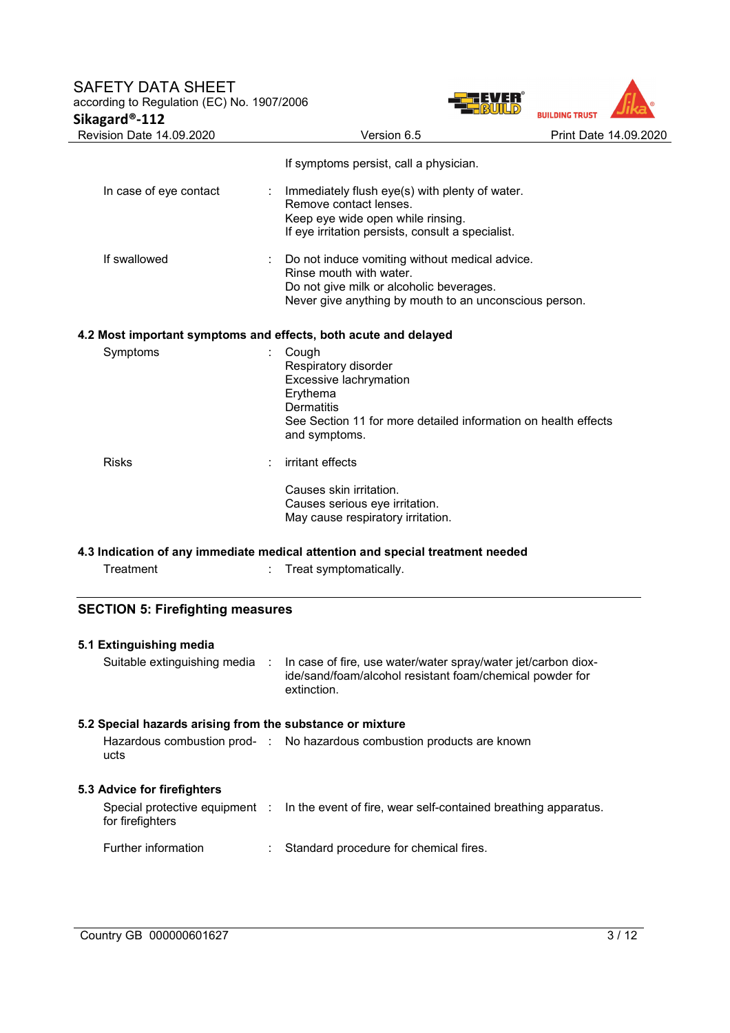| | | |
|---|---|---|
| | | If symptoms persist, call a physician. |
| In case of eye contact | : | Immediately flush eye(s) with plenty of water.<br>Remove contact lenses.<br>Keep eye wide open while rinsing.<br>If eye irritation persists, consult a specialist. |
| If swallowed | : | Do not induce vomiting without medical advice.<br>Rinse mouth with water.<br>Do not give milk or alcoholic beverages.<br>Never give anything by mouth to an unconscious person. |

### 4.2 Most important symptoms and effects, both acute and delayed

| | | |
|---|---|---|
| Symptoms | : | Cough<br>Respiratory disorder<br>Excessive lachrymation<br>Erythema<br>Dermatitis<br>See Section 11 for more detailed information on health effects and symptoms. |
| Risks | : | irritant effects<br><br>Causes skin irritation.<br>Causes serious eye irritation.<br>May cause respiratory irritation. |

### 4.3 Indication of any immediate medical attention and special treatment needed

| | | |
|---|---|---|
| Treatment | : | Treat symptomatically. |

## SECTION 5: Firefighting measures

### 5.1 Extinguishing media

| | | |
|---|---|---|
| Suitable extinguishing media | : | In case of fire, use water/water spray/water jet/carbon dioxide/sand/foam/alcohol resistant foam/chemical powder for extinction. |

### 5.2 Special hazards arising from the substance or mixture

| | | |
|---|---|---|
| Hazardous combustion products | : | No hazardous combustion products are known |

### 5.3 Advice for firefighters

| | | |
|---|---|---|
| Special protective equipment for firefighters | : | In the event of fire, wear self-contained breathing apparatus. |
| Further information | : | Standard procedure for chemical fires. |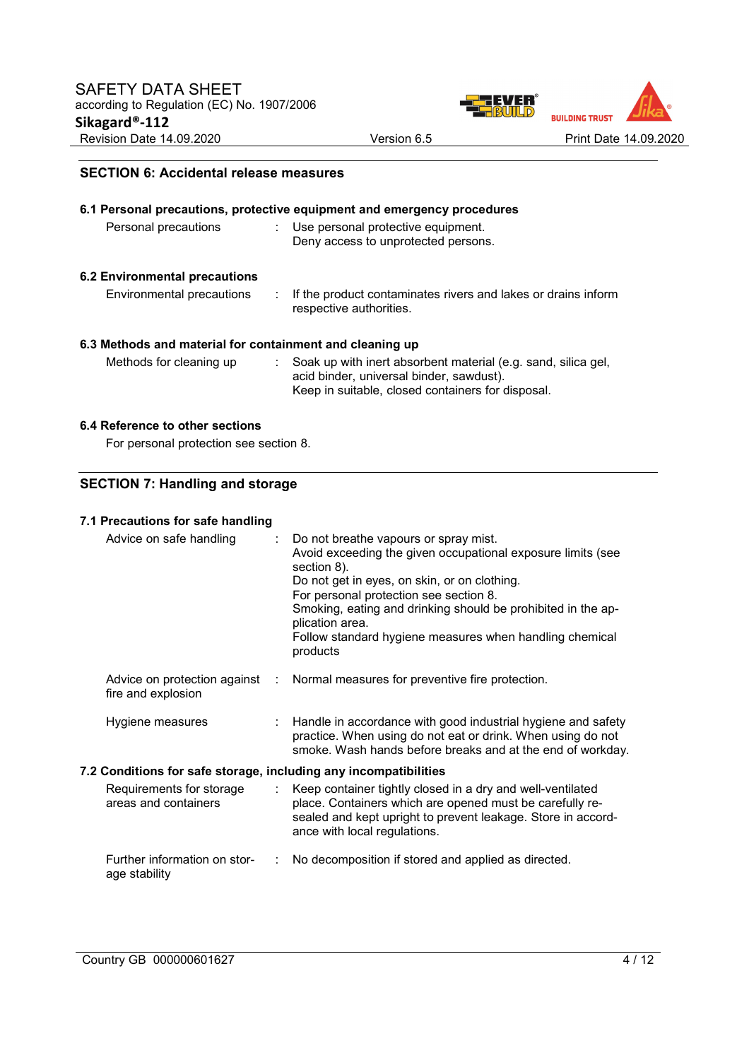## SECTION 6: Accidental release measures

### 6.1 Personal precautions, protective equipment and emergency procedures

| | | |
|---|---|---|
| Personal precautions | : | Use personal protective equipment.<br>Deny access to unprotected persons. |

### 6.2 Environmental precautions

| | | |
|---|---|---|
| Environmental precautions | : | If the product contaminates rivers and lakes or drains inform respective authorities. |

### 6.3 Methods and material for containment and cleaning up

| | | |
|---|---|---|
| Methods for cleaning up | : | Soak up with inert absorbent material (e.g. sand, silica gel, acid binder, universal binder, sawdust).<br>Keep in suitable, closed containers for disposal. |

### 6.4 Reference to other sections

For personal protection see section 8.

## SECTION 7: Handling and storage

### 7.1 Precautions for safe handling

| | | |
|---|---|---|
| Advice on safe handling | : | Do not breathe vapours or spray mist.<br>Avoid exceeding the given occupational exposure limits (see section 8).<br>Do not get in eyes, on skin, or on clothing.<br>For personal protection see section 8.<br>Smoking, eating and drinking should be prohibited in the application area.<br>Follow standard hygiene measures when handling chemical products |
| Advice on protection against fire and explosion | : | Normal measures for preventive fire protection. |
| Hygiene measures | : | Handle in accordance with good industrial hygiene and safety practice. When using do not eat or drink. When using do not smoke. Wash hands before breaks and at the end of workday. |

### 7.2 Conditions for safe storage, including any incompatibilities

| | | |
|---|---|---|
| Requirements for storage areas and containers | : | Keep container tightly closed in a dry and well-ventilated place. Containers which are opened must be carefully resealed and kept upright to prevent leakage. Store in accordance with local regulations. |
| Further information on storage stability | : | No decomposition if stored and applied as directed. |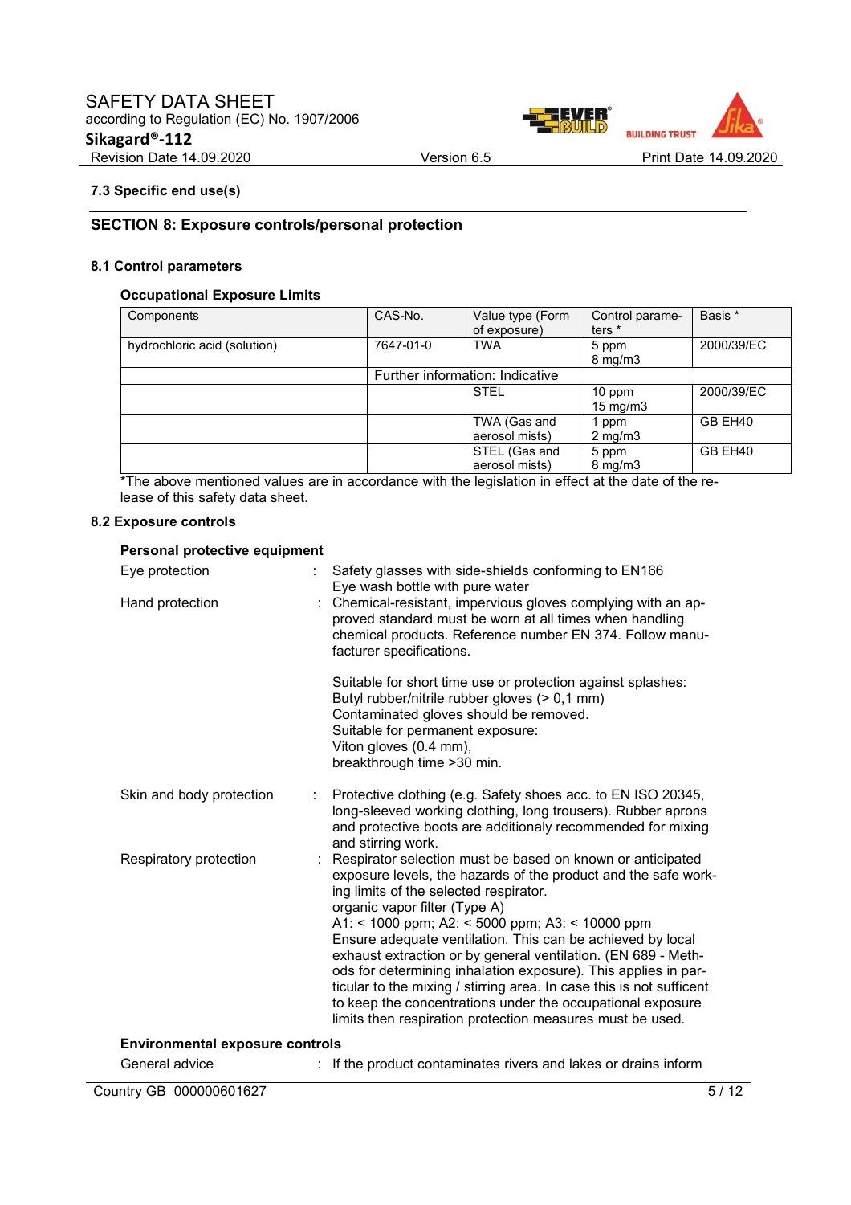### 7.3 Specific end use(s)

## SECTION 8: Exposure controls/personal protection

### 8.1 Control parameters

**Occupational Exposure Limits**

| Components | CAS-No. | Value type (Form of exposure) | Control parameters * | Basis * |
|---|---|---|---|---|
| hydrochloric acid (solution) | 7647-01-0 | TWA | 5 ppm 8 mg/m3 | 2000/39/EC |
| | Further information: Indicative | | | |
| | | STEL | 10 ppm 15 mg/m3 | 2000/39/EC |
| | | TWA (Gas and aerosol mists) | 1 ppm 2 mg/m3 | GB EH40 |
| | | STEL (Gas and aerosol mists) | 5 ppm 8 mg/m3 | GB EH40 |

*The above mentioned values are in accordance with the legislation in effect at the date of the release of this safety data sheet.

### 8.2 Exposure controls

**Personal protective equipment**

Eye protection : Safety glasses with side-shields conforming to EN166
Eye wash bottle with pure water

Hand protection : Chemical-resistant, impervious gloves complying with an approved standard must be worn at all times when handling chemical products. Reference number EN 374. Follow manufacturer specifications.

Suitable for short time use or protection against splashes:
Butyl rubber/nitrile rubber gloves (> 0,1 mm)
Contaminated gloves should be removed.
Suitable for permanent exposure:
Viton gloves (0.4 mm),
breakthrough time >30 min.

Skin and body protection : Protective clothing (e.g. Safety shoes acc. to EN ISO 20345, long-sleeved working clothing, long trousers). Rubber aprons and protective boots are additionaly recommended for mixing and stirring work.

Respiratory protection : Respirator selection must be based on known or anticipated exposure levels, the hazards of the product and the safe working limits of the selected respirator.
organic vapor filter (Type A)
A1: < 1000 ppm; A2: < 5000 ppm; A3: < 10000 ppm
Ensure adequate ventilation. This can be achieved by local exhaust extraction or by general ventilation. (EN 689 - Methods for determining inhalation exposure). This applies in particular to the mixing / stirring area. In case this is not sufficent to keep the concentrations under the occupational exposure limits then respiration protection measures must be used.

**Environmental exposure controls**

General advice : If the product contaminates rivers and lakes or drains inform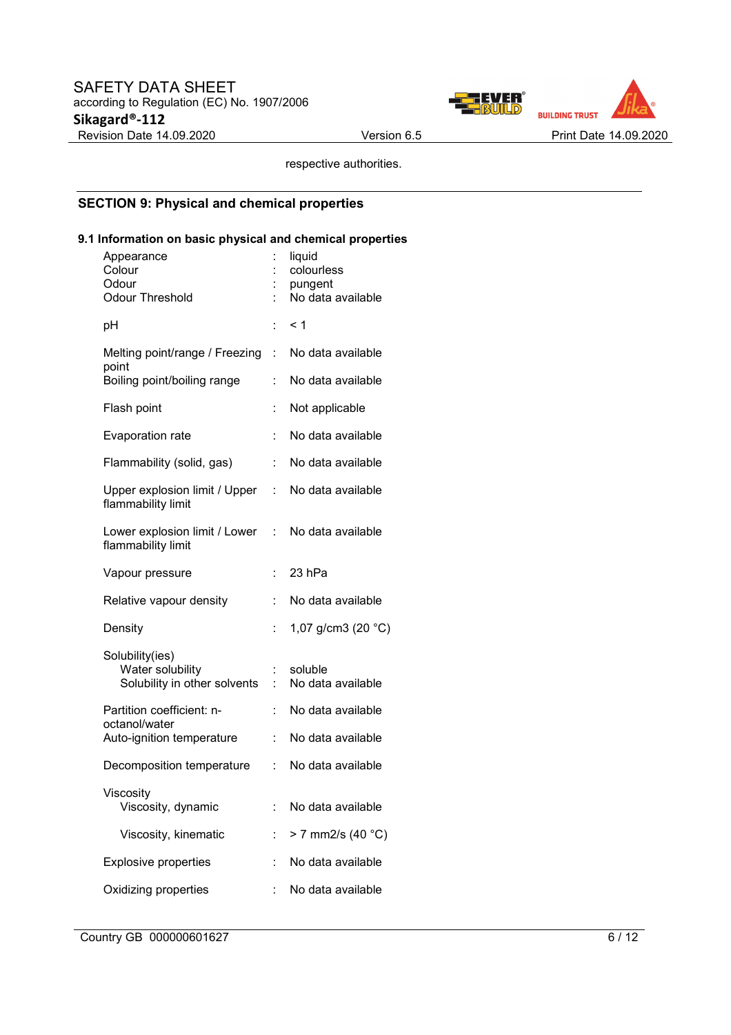respective authorities.

## SECTION 9: Physical and chemical properties

### 9.1 Information on basic physical and chemical properties

| Property | | Value |
|---|---|---|
| Appearance | : | liquid |
| Colour | : | colourless |
| Odour | : | pungent |
| Odour Threshold | : | No data available |
| pH | : | < 1 |
| Melting point/range / Freezing point | : | No data available |
| Boiling point/boiling range | : | No data available |
| Flash point | : | Not applicable |
| Evaporation rate | : | No data available |
| Flammability (solid, gas) | : | No data available |
| Upper explosion limit / Upper flammability limit | : | No data available |
| Lower explosion limit / Lower flammability limit | : | No data available |
| Vapour pressure | : | 23 hPa |
| Relative vapour density | : | No data available |
| Density | : | 1,07 g/cm3 (20 °C) |
| Solubility(ies) | | |
| Water solubility | : | soluble |
| Solubility in other solvents | : | No data available |
| Partition coefficient: n-octanol/water | : | No data available |
| Auto-ignition temperature | : | No data available |
| Decomposition temperature | : | No data available |
| Viscosity | | |
| Viscosity, dynamic | : | No data available |
| Viscosity, kinematic | : | > 7 mm2/s (40 °C) |
| Explosive properties | : | No data available |
| Oxidizing properties | : | No data available |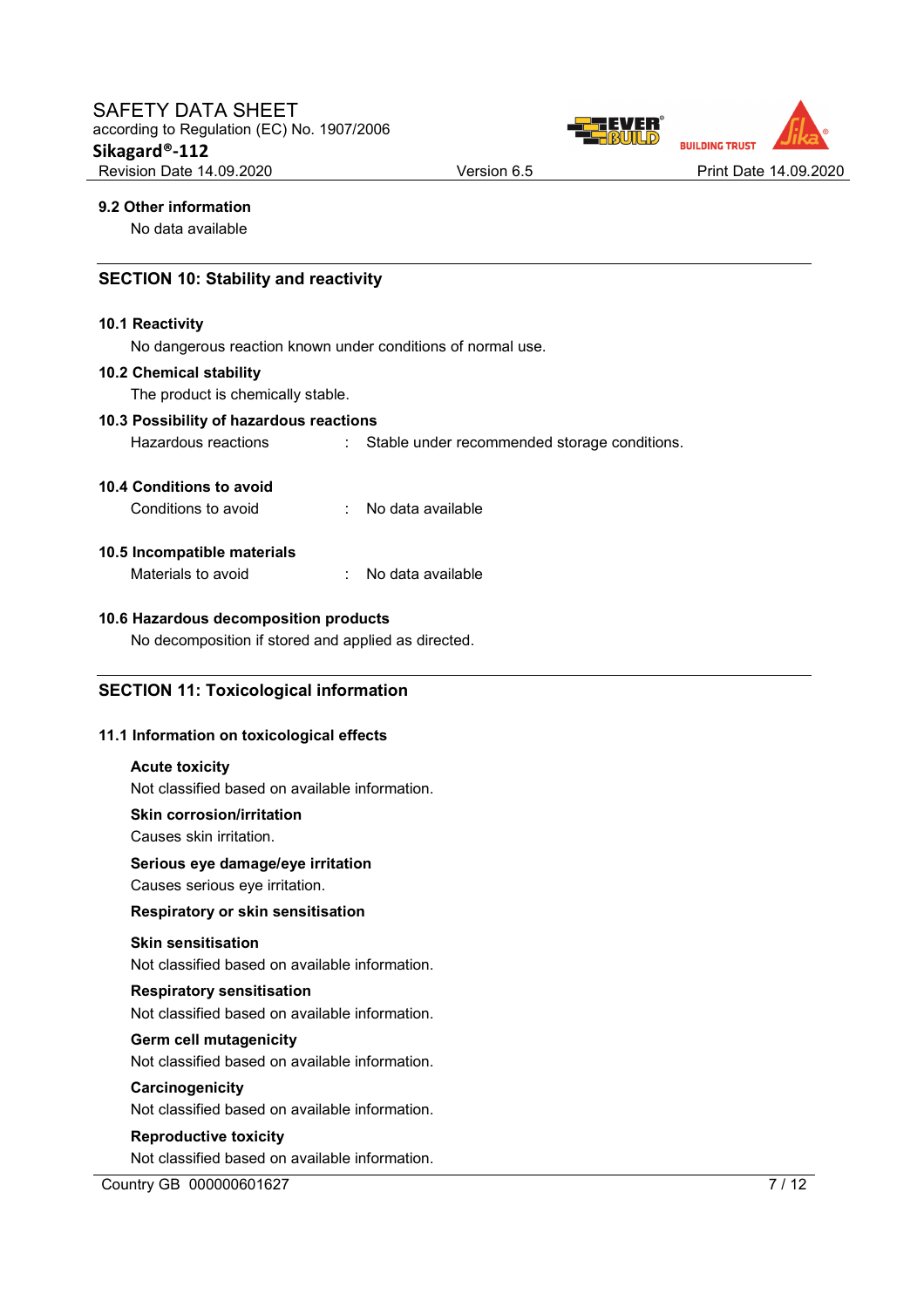### 9.2 Other information

No data available

## SECTION 10: Stability and reactivity

### 10.1 Reactivity

No dangerous reaction known under conditions of normal use.

### 10.2 Chemical stability

The product is chemically stable.

### 10.3 Possibility of hazardous reactions

Hazardous reactions : Stable under recommended storage conditions.

### 10.4 Conditions to avoid

Conditions to avoid : No data available

### 10.5 Incompatible materials

Materials to avoid : No data available

### 10.6 Hazardous decomposition products

No decomposition if stored and applied as directed.

## SECTION 11: Toxicological information

### 11.1 Information on toxicological effects

**Acute toxicity**

Not classified based on available information.

**Skin corrosion/irritation**

Causes skin irritation.

**Serious eye damage/eye irritation**

Causes serious eye irritation.

**Respiratory or skin sensitisation**

**Skin sensitisation**

Not classified based on available information.

**Respiratory sensitisation**

Not classified based on available information.

**Germ cell mutagenicity**

Not classified based on available information.

**Carcinogenicity**

Not classified based on available information.

**Reproductive toxicity**

Not classified based on available information.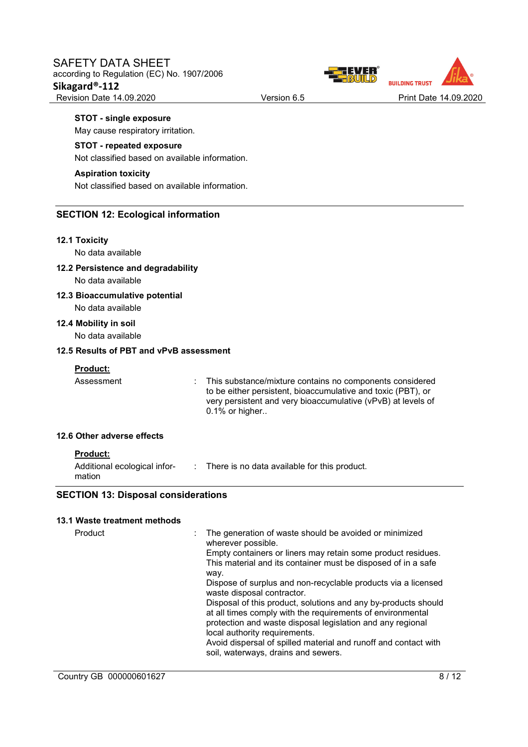**STOT - single exposure**

May cause respiratory irritation.

**STOT - repeated exposure**

Not classified based on available information.

**Aspiration toxicity**

Not classified based on available information.

## SECTION 12: Ecological information

### 12.1 Toxicity

No data available

### 12.2 Persistence and degradability

No data available

### 12.3 Bioaccumulative potential

No data available

### 12.4 Mobility in soil

No data available

### 12.5 Results of PBT and vPvB assessment

**Product:**

| | | |
|---|---|---|
| Assessment | : | This substance/mixture contains no components considered to be either persistent, bioaccumulative and toxic (PBT), or very persistent and very bioaccumulative (vPvB) at levels of 0.1% or higher.. |

### 12.6 Other adverse effects

**Product:**

| | | |
|---|---|---|
| Additional ecological information | : | There is no data available for this product. |

## SECTION 13: Disposal considerations

### 13.1 Waste treatment methods

| | | |
|---|---|---|
| Product | : | The generation of waste should be avoided or minimized wherever possible. Empty containers or liners may retain some product residues. This material and its container must be disposed of in a safe way. Dispose of surplus and non-recyclable products via a licensed waste disposal contractor. Disposal of this product, solutions and any by-products should at all times comply with the requirements of environmental protection and waste disposal legislation and any regional local authority requirements. Avoid dispersal of spilled material and runoff and contact with soil, waterways, drains and sewers. |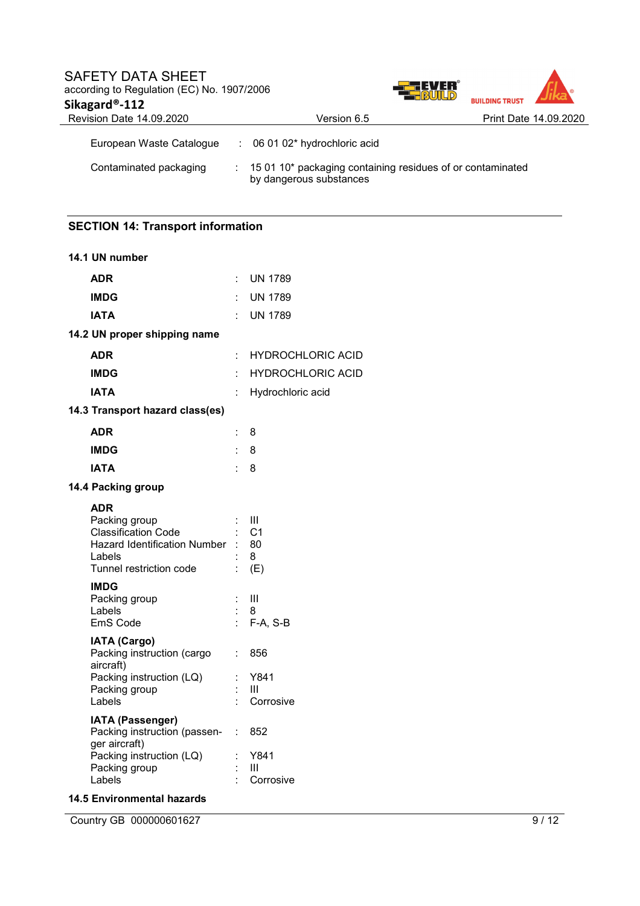European Waste Catalogue : 06 01 02* hydrochloric acid

Contaminated packaging : 15 01 10* packaging containing residues of or contaminated by dangerous substances

## SECTION 14: Transport information

### 14.1 UN number

| | | |
|---|---|---|
| **ADR** | : | UN 1789 |
| **IMDG** | : | UN 1789 |
| **IATA** | : | UN 1789 |

### 14.2 UN proper shipping name

| | | |
|---|---|---|
| **ADR** | : | HYDROCHLORIC ACID |
| **IMDG** | : | HYDROCHLORIC ACID |
| **IATA** | : | Hydrochloric acid |

### 14.3 Transport hazard class(es)

| | | |
|---|---|---|
| **ADR** | : | 8 |
| **IMDG** | : | 8 |
| **IATA** | : | 8 |

### 14.4 Packing group

**ADR**

| | | |
|---|---|---|
| Packing group | : | III |
| Classification Code | : | C1 |
| Hazard Identification Number | : | 80 |
| Labels | : | 8 |
| Tunnel restriction code | : | (E) |

**IMDG**

| | | |
|---|---|---|
| Packing group | : | III |
| Labels | : | 8 |
| EmS Code | : | F-A, S-B |

**IATA (Cargo)**

| | | |
|---|---|---|
| Packing instruction (cargo aircraft) | : | 856 |
| Packing instruction (LQ) | : | Y841 |
| Packing group | : | III |
| Labels | : | Corrosive |

**IATA (Passenger)**

| | | |
|---|---|---|
| Packing instruction (passenger aircraft) | : | 852 |
| Packing instruction (LQ) | : | Y841 |
| Packing group | : | III |
| Labels | : | Corrosive |

### 14.5 Environmental hazards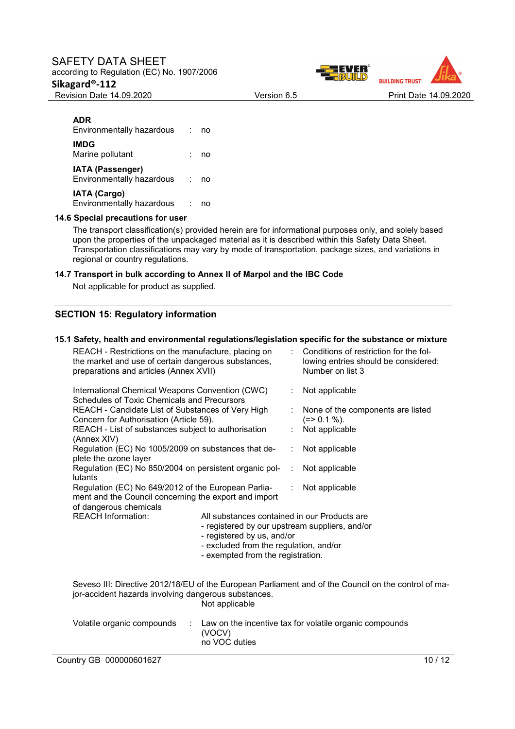**ADR**

Environmentally hazardous : no

**IMDG**

Marine pollutant : no

**IATA (Passenger)**

Environmentally hazardous : no

**IATA (Cargo)**

Environmentally hazardous : no

### 14.6 Special precautions for user

The transport classification(s) provided herein are for informational purposes only, and solely based upon the properties of the unpackaged material as it is described within this Safety Data Sheet. Transportation classifications may vary by mode of transportation, package sizes, and variations in regional or country regulations.

### 14.7 Transport in bulk according to Annex II of Marpol and the IBC Code

Not applicable for product as supplied.

## SECTION 15: Regulatory information

### 15.1 Safety, health and environmental regulations/legislation specific for the substance or mixture

| | |
|---|---|
| REACH - Restrictions on the manufacture, placing on the market and use of certain dangerous substances, preparations and articles (Annex XVII) | : Conditions of restriction for the following entries should be considered: Number on list 3 |
| International Chemical Weapons Convention (CWC) Schedules of Toxic Chemicals and Precursors | : Not applicable |
| REACH - Candidate List of Substances of Very High Concern for Authorisation (Article 59). | : None of the components are listed (=> 0.1 %). |
| REACH - List of substances subject to authorisation (Annex XIV) | : Not applicable |
| Regulation (EC) No 1005/2009 on substances that deplete the ozone layer | : Not applicable |
| Regulation (EC) No 850/2004 on persistent organic pollutants | : Not applicable |
| Regulation (EC) No 649/2012 of the European Parliament and the Council concerning the export and import of dangerous chemicals | : Not applicable |

REACH Information: All substances contained in our Products are
- registered by our upstream suppliers, and/or
- registered by us, and/or
- excluded from the regulation, and/or
- exempted from the registration.

Seveso III: Directive 2012/18/EU of the European Parliament and of the Council on the control of major-accident hazards involving dangerous substances.
Not applicable

Volatile organic compounds : Law on the incentive tax for volatile organic compounds (VOCV)
no VOC duties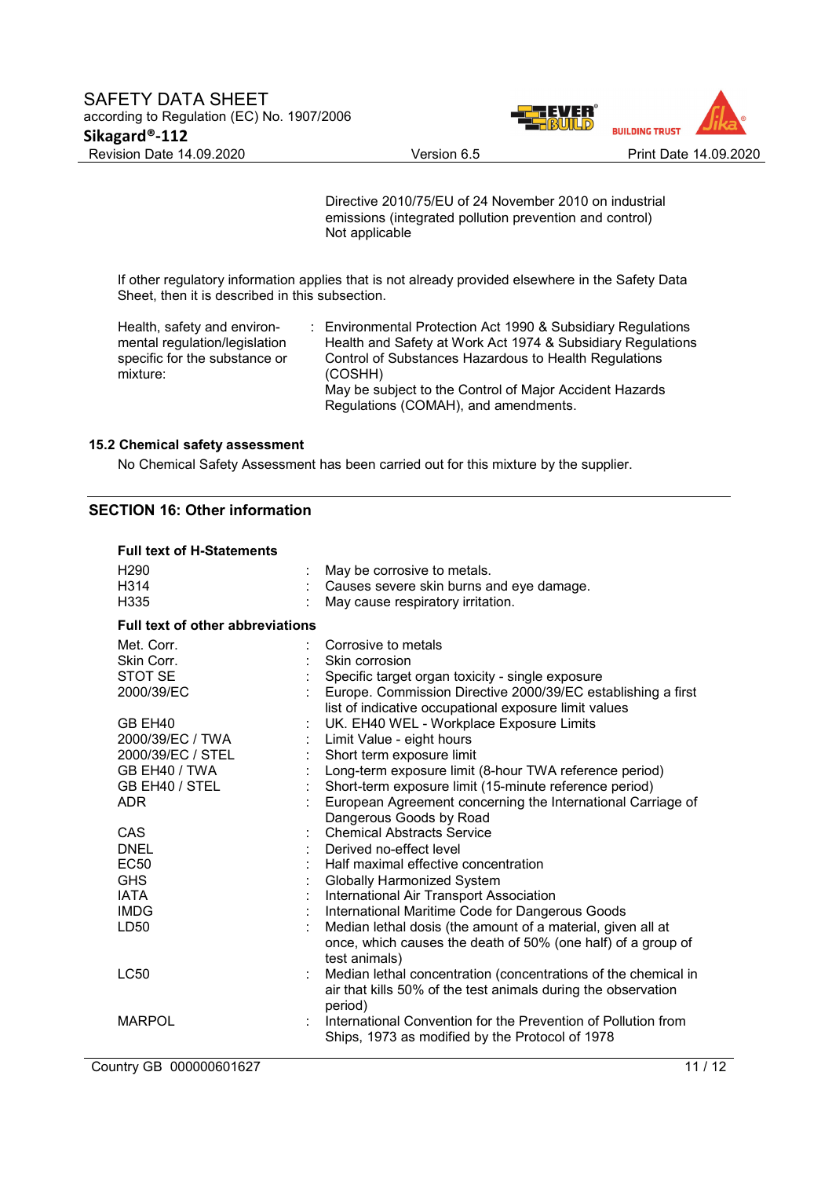Directive 2010/75/EU of 24 November 2010 on industrial emissions (integrated pollution prevention and control)
Not applicable

If other regulatory information applies that is not already provided elsewhere in the Safety Data Sheet, then it is described in this subsection.

| | | |
|---|---|---|
| Health, safety and environmental regulation/legislation specific for the substance or mixture: | : | Environmental Protection Act 1990 & Subsidiary Regulations<br>Health and Safety at Work Act 1974 & Subsidiary Regulations<br>Control of Substances Hazardous to Health Regulations (COSHH)<br>May be subject to the Control of Major Accident Hazards Regulations (COMAH), and amendments. |

### 15.2 Chemical safety assessment

No Chemical Safety Assessment has been carried out for this mixture by the supplier.

## SECTION 16: Other information

**Full text of H-Statements**

| | | |
|---|---|---|
| H290 | : | May be corrosive to metals. |
| H314 | : | Causes severe skin burns and eye damage. |
| H335 | : | May cause respiratory irritation. |

**Full text of other abbreviations**

| | | |
|---|---|---|
| Met. Corr. | : | Corrosive to metals |
| Skin Corr. | : | Skin corrosion |
| STOT SE | : | Specific target organ toxicity - single exposure |
| 2000/39/EC | : | Europe. Commission Directive 2000/39/EC establishing a first list of indicative occupational exposure limit values |
| GB EH40 | : | UK. EH40 WEL - Workplace Exposure Limits |
| 2000/39/EC / TWA | : | Limit Value - eight hours |
| 2000/39/EC / STEL | : | Short term exposure limit |
| GB EH40 / TWA | : | Long-term exposure limit (8-hour TWA reference period) |
| GB EH40 / STEL | : | Short-term exposure limit (15-minute reference period) |
| ADR | : | European Agreement concerning the International Carriage of Dangerous Goods by Road |
| CAS | : | Chemical Abstracts Service |
| DNEL | : | Derived no-effect level |
| EC50 | : | Half maximal effective concentration |
| GHS | : | Globally Harmonized System |
| IATA | : | International Air Transport Association |
| IMDG | : | International Maritime Code for Dangerous Goods |
| LD50 | : | Median lethal dosis (the amount of a material, given all at once, which causes the death of 50% (one half) of a group of test animals) |
| LC50 | : | Median lethal concentration (concentrations of the chemical in air that kills 50% of the test animals during the observation period) |
| MARPOL | : | International Convention for the Prevention of Pollution from Ships, 1973 as modified by the Protocol of 1978 |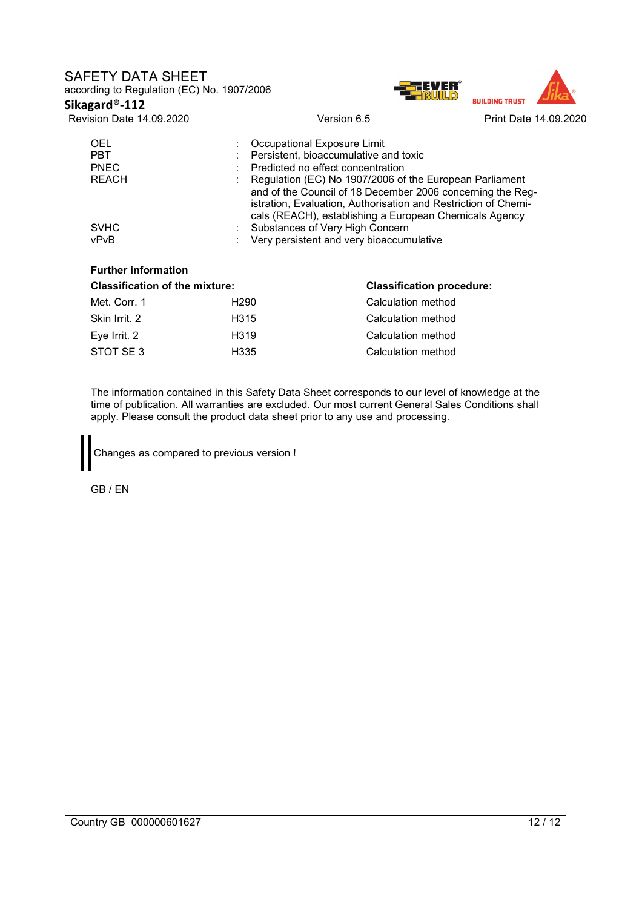| | | |
|---|---|---|
| OEL | : | Occupational Exposure Limit |
| PBT | : | Persistent, bioaccumulative and toxic |
| PNEC | : | Predicted no effect concentration |
| REACH | : | Regulation (EC) No 1907/2006 of the European Parliament and of the Council of 18 December 2006 concerning the Registration, Evaluation, Authorisation and Restriction of Chemicals (REACH), establishing a European Chemicals Agency |
| SVHC | : | Substances of Very High Concern |
| vPvB | : | Very persistent and very bioaccumulative |

**Further information**

| **Classification of the mixture:** | | **Classification procedure:** |
|---|---|---|
| Met. Corr. 1 | H290 | Calculation method |
| Skin Irrit. 2 | H315 | Calculation method |
| Eye Irrit. 2 | H319 | Calculation method |
| STOT SE 3 | H335 | Calculation method |

The information contained in this Safety Data Sheet corresponds to our level of knowledge at the time of publication. All warranties are excluded. Our most current General Sales Conditions shall apply. Please consult the product data sheet prior to any use and processing.

|| Changes as compared to previous version !

GB / EN